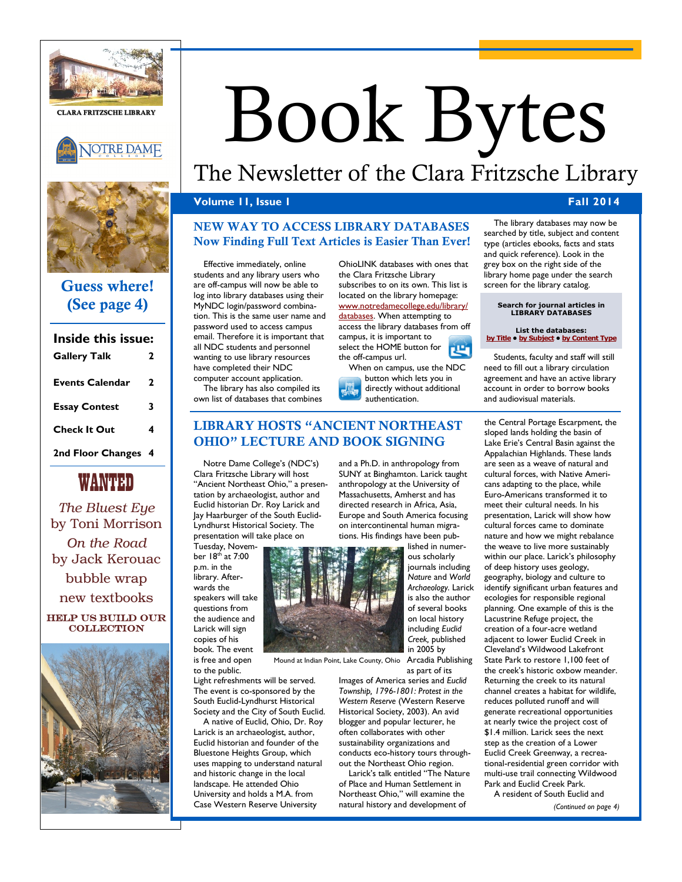# Book Bytes

## The Newsletter of the Clara Fritzsche Library

**Volume 11, Issue 1** **Fall 2014**

CLARA FRITZSCHE LIBRARY

**Guess where! (See page 4)**

**Inside this issue:**

| | |
|---|---|
| Gallery Talk | 2 |
| Events Calendar | 2 |
| Essay Contest | 3 |
| Check It Out | 4 |
| 2nd Floor Changes | 4 |

**WANTED**

*The Bluest Eye* by Toni Morrison

*On the Road* by Jack Kerouac

bubble wrap

new textbooks

**HELP US BUILD OUR COLLECTION**

## NEW WAY TO ACCESS LIBRARY DATABASES
### Now Finding Full Text Articles is Easier Than Ever!

Effective immediately, online students and any library users who are off-campus will now be able to log into library databases using their MyNDC login/password combination. This is the same user name and password used to access campus email. Therefore it is important that all NDC students and personnel wanting to use library resources have completed their NDC computer account application.

The library has also compiled its own list of databases that combines OhioLINK databases with ones that the Clara Fritzsche Library subscribes to on its own. This list is located on the library homepage: www.notredamecollege.edu/library/databases. When attempting to access the library databases from off campus, it is important to select the HOME button for the off-campus url.

When on campus, use the NDC button which lets you in directly without additional authentication.

The library databases may now be searched by title, subject and content type (articles ebooks, facts and stats and quick reference). Look in the grey box on the right side of the library home page under the search screen for the library catalog.

> **Search for journal articles in LIBRARY DATABASES**
>
> **List the databases:**
> **by Title • by Subject • by Content Type**

Students, faculty and staff will still need to fill out a library circulation agreement and have an active library account in order to borrow books and audiovisual materials.

## LIBRARY HOSTS "ANCIENT NORTHEAST OHIO" LECTURE AND BOOK SIGNING

Notre Dame College's (NDC's) Clara Fritzsche Library will host "Ancient Northeast Ohio," a presentation by archaeologist, author and Euclid historian Dr. Roy Larick and Jay Haarburger of the South Euclid-Lyndhurst Historical Society. The presentation will take place on Tuesday, November 18th at 7:00 p.m. in the library. Afterwards the speakers will take questions from the audience and Larick will sign copies of his book. The event is free and open to the public. Light refreshments will be served. The event is co-sponsored by the South Euclid-Lyndhurst Historical Society and the City of South Euclid.

A native of Euclid, Ohio, Dr. Roy Larick is an archaeologist, author, Euclid historian and founder of the Bluestone Heights Group, which uses mapping to understand natural and historic change in the local landscape. He attended Ohio University and holds a M.A. from Case Western Reserve University and a Ph.D. in anthropology from SUNY at Binghamton. Larick taught anthropology at the University of Massachusetts, Amherst and has directed research in Africa, Asia, Europe and South America focusing on intercontinental human migrations. His findings have been published in numerous scholarly journals including *Nature* and *World Archaeology*. Larick is also the author of several books on local history including *Euclid Creek*, published in 2005 by Arcadia Publishing as part of its Images of America series and *Euclid Township, 1796-1801: Protest in the Western Reserve* (Western Reserve Historical Society, 2003). An avid blogger and popular lecturer, he often collaborates with other sustainability organizations and conducts eco-history tours throughout the Northeast Ohio region.

Mound at Indian Point, Lake County, Ohio

Larick's talk entitled "The Nature of Place and Human Settlement in Northeast Ohio," will examine the natural history and development of the Central Portage Escarpment, the sloped lands holding the basin of Lake Erie's Central Basin against the Appalachian Highlands. These lands are seen as a weave of natural and cultural forces, with Native Americans adapting to the place, while Euro-Americans transformed it to meet their cultural needs. In his presentation, Larick will show how cultural forces came to dominate nature and how we might rebalance the weave to live more sustainably within our place. Larick's philosophy of deep history uses geology, geography, biology and culture to identify significant urban features and ecologies for responsible regional planning. One example of this is the Lacustrine Refuge project, the creation of a four-acre wetland adjacent to lower Euclid Creek in Cleveland's Wildwood Lakefront State Park to restore 1,100 feet of the creek's historic oxbow meander. Returning the creek to its natural channel creates a habitat for wildlife, reduces polluted runoff and will generate recreational opportunities at nearly twice the project cost of $1.4 million. Larick sees the next step as the creation of a Lower Euclid Creek Greenway, a recreational-residential green corridor with multi-use trail connecting Wildwood Park and Euclid Creek Park.

A resident of South Euclid and

*(Continued on page 4)*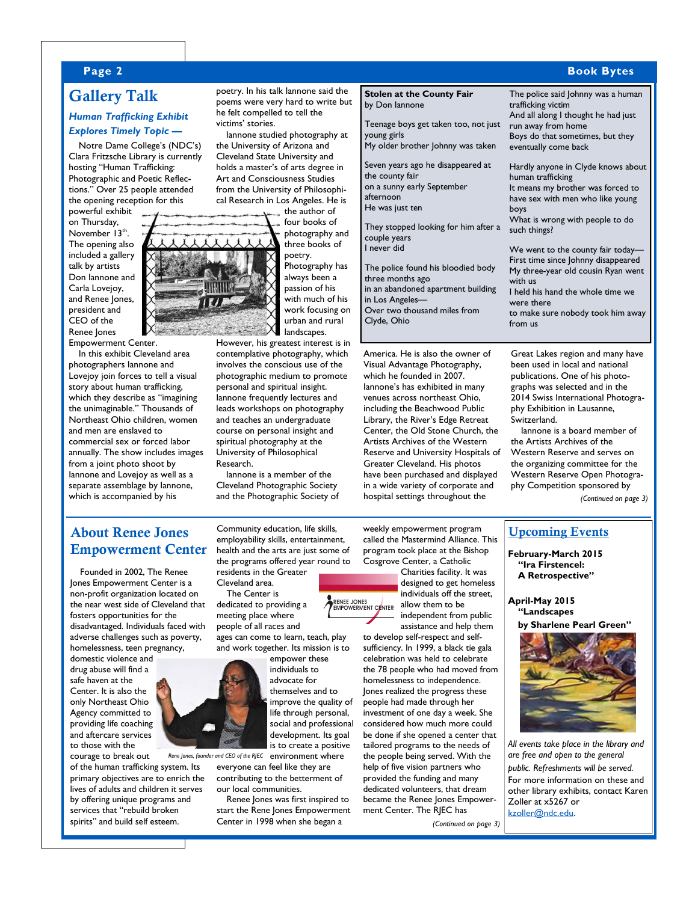## Gallery Talk

### *Human Trafficking Exhibit Explores Timely Topic —*

Notre Dame College's (NDC's) Clara Fritzsche Library is currently hosting "Human Trafficking: Photographic and Poetic Reflections." Over 25 people attended the opening reception for this powerful exhibit on Thursday, November 13th. The opening also included a gallery talk by artists Don Iannone and Carla Lovejoy, and Renee Jones, president and CEO of the Renee Jones Empowerment Center.

In this exhibit Cleveland area photographers Iannone and Lovejoy join forces to tell a visual story about human trafficking, which they describe as "imagining the unimaginable." Thousands of Northeast Ohio children, women and men are enslaved to commercial sex or forced labor annually. The show includes images from a joint photo shoot by Iannone and Lovejoy as well as a separate assemblage by Iannone, which is accompanied by his poetry. In his talk Iannone said the poems were very hard to write but he felt compelled to tell the victims' stories.

Iannone studied photography at the University of Arizona and Cleveland State University and holds a master's of arts degree in Art and Consciousness Studies from the University of Philosophical Research in Los Angeles. He is the author of four books of photography and three books of poetry. Photography has always been a passion of his with much of his work focusing on urban and rural landscapes. However, his greatest interest is in contemplative photography, which involves the conscious use of the photographic medium to promote personal and spiritual insight. Iannone frequently lectures and leads workshops on photography and teaches an undergraduate course on personal insight and spiritual photography at the University of Philosophical Research.

Iannone is a member of the Cleveland Photographic Society and the Photographic Society of America. He is also the owner of Visual Advantage Photography, which he founded in 2007. Iannone's has exhibited in many venues across northeast Ohio, including the Beachwood Public Library, the River's Edge Retreat Center, the Old Stone Church, the Artists Archives of the Western Reserve and University Hospitals of Greater Cleveland. His photos have been purchased and displayed in a wide variety of corporate and hospital settings throughout the Great Lakes region and many have been used in local and national publications. One of his photographs was selected and in the 2014 Swiss International Photography Exhibition in Lausanne, Switzerland.

Iannone is a board member of the Artists Archives of the Western Reserve and serves on the organizing committee for the Western Reserve Open Photography Competition sponsored by

*(Continued on page 3)*

**Stolen at the County Fair**
by Don Iannone

Teenage boys get taken too, not just young girls
My older brother Johnny was taken

Seven years ago he disappeared at the county fair
on a sunny early September afternoon
He was just ten

They stopped looking for him after a couple years
I never did

The police found his bloodied body three months ago
in an abandoned apartment building in Los Angeles—
Over two thousand miles from Clyde, Ohio

The police said Johnny was a human trafficking victim
And all along I thought he had just run away from home
Boys do that sometimes, but they eventually come back

Hardly anyone in Clyde knows about human trafficking
It means my brother was forced to have sex with men who like young boys
What is wrong with people to do such things?

We went to the county fair today—
First time since Johnny disappeared
My three-year old cousin Ryan went with us
I held his hand the whole time we were there
to make sure nobody took him away from us

## About Renee Jones Empowerment Center

Founded in 2002, The Renee Jones Empowerment Center is a non-profit organization located on the near west side of Cleveland that fosters opportunities for the disadvantaged. Individuals faced with adverse challenges such as poverty, homelessness, teen pregnancy, domestic violence and drug abuse will find a safe haven at the Center. It is also the only Northeast Ohio Agency committed to providing life coaching and aftercare services to those with the courage to break out of the human trafficking system. Its primary objectives are to enrich the lives of adults and children it serves by offering unique programs and services that "rebuild broken spirits" and build self esteem.

*Rene Jones, founder and CEO of the RJEC*

Community education, life skills, employability skills, entertainment, health and the arts are just some of the programs offered year round to residents in the Greater Cleveland area.

The Center is dedicated to providing a meeting place where people of all races and ages can come to learn, teach, play and work together. Its mission is to empower these individuals to advocate for themselves and to improve the quality of life through personal, social and professional development. Its goal is to create a positive environment where everyone can feel like they are contributing to the betterment of our local communities.

Renee Jones was first inspired to start the Rene Jones Empowerment Center in 1998 when she began a weekly empowerment program called the Mastermind Alliance. This program took place at the Bishop Cosgrove Center, a Catholic Charities facility. It was designed to get homeless individuals off the street, allow them to be independent from public assistance and help them to develop self-respect and self-sufficiency. In 1999, a black tie gala celebration was held to celebrate the 78 people who had moved from homelessness to independence. Jones realized the progress these people had made through her investment of one day a week. She considered how much more could be done if she opened a center that tailored programs to the needs of the people being served. With the help of five vision partners who provided the funding and many dedicated volunteers, that dream became the Renee Jones Empowerment Center. The RJEC has

*(Continued on page 3)*

## Upcoming Events

**February-March 2015**
**"Ira Firstencel: A Retrospective"**

**April-May 2015**
**"Landscapes by Sharlene Pearl Green"**

*All events take place in the library and are free and open to the general public. Refreshments will be served.*
For more information on these and other library exhibits, contact Karen Zoller at x5267 or kzoller@ndc.edu.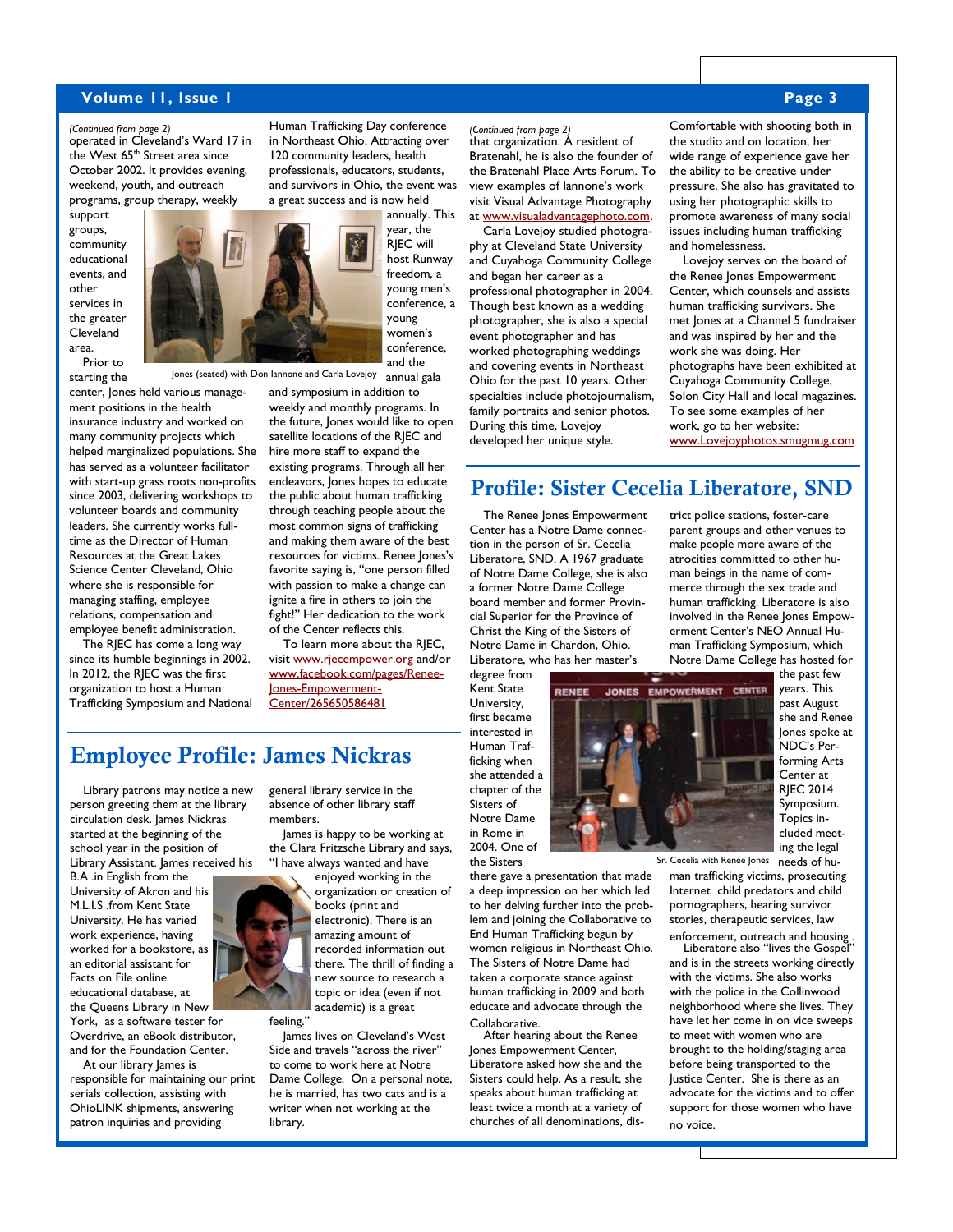*(Continued from page 2)*

operated in Cleveland's Ward 17 in the West 65th Street area since October 2002. It provides evening, weekend, youth, and outreach programs, group therapy, weekly support groups, community educational events, and other services in the greater Cleveland area.

Prior to starting the center, Jones held various management positions in the health insurance industry and worked on many community projects which helped marginalized populations. She has served as a volunteer facilitator with start-up grass roots non-profits since 2003, delivering workshops to volunteer boards and community leaders. She currently works full-time as the Director of Human Resources at the Great Lakes Science Center Cleveland, Ohio where she is responsible for managing staffing, employee relations, compensation and employee benefit administration.

The RJEC has come a long way since its humble beginnings in 2002. In 2012, the RJEC was the first organization to host a Human Trafficking Symposium and National Human Trafficking Day conference in Northeast Ohio. Attracting over 120 community leaders, health professionals, educators, students, and survivors in Ohio, the event was a great success and is now held annually. This year, the RJEC will host Runway freedom, a young men's conference, a young women's conference, and the annual gala and symposium in addition to weekly and monthly programs. In the future, Jones would like to open satellite locations of the RJEC and hire more staff to expand the existing programs. Through all her endeavors, Jones hopes to educate the public about human trafficking through teaching people about the most common signs of trafficking and making them aware of the best resources for victims. Renee Jones's favorite saying is, "one person filled with passion to make a change can ignite a fire in others to join the fight!" Her dedication to the work of the Center reflects this.

Jones (seated) with Don Iannone and Carla Lovejoy

To learn more about the RJEC, visit www.rjecempower.org and/or www.facebook.com/pages/Renee-Jones-Empowerment-Center/265650586481

*(Continued from page 2)*

that organization. A resident of Bratenahl, he is also the founder of the Bratenahl Place Arts Forum. To view examples of Iannone's work visit Visual Advantage Photography at www.visualadvantagephoto.com.

Carla Lovejoy studied photography at Cleveland State University and Cuyahoga Community College and began her career as a professional photographer in 2004. Though best known as a wedding photographer, she is also a special event photographer and has worked photographing weddings and covering events in Northeast Ohio for the past 10 years. Other specialties include photojournalism, family portraits and senior photos. During this time, Lovejoy developed her unique style. Comfortable with shooting both in the studio and on location, her wide range of experience gave her the ability to be creative under pressure. She also has gravitated to using her photographic skills to promote awareness of many social issues including human trafficking and homelessness.

Lovejoy serves on the board of the Renee Jones Empowerment Center, which counsels and assists human trafficking survivors. She met Jones at a Channel 5 fundraiser and was inspired by her and the work she was doing. Her photographs have been exhibited at Cuyahoga Community College, Solon City Hall and local magazines. To see some examples of her work, go to her website: www.Lovejoyphotos.smugmug.com

## Employee Profile: James Nickras

Library patrons may notice a new person greeting them at the library circulation desk. James Nickras started at the beginning of the school year in the position of Library Assistant. James received his B.A .in English from the University of Akron and his M.L.I.S .from Kent State University. He has varied work experience, having worked for a bookstore, as an editorial assistant for Facts on File online educational database, at the Queens Library in New York, as a software tester for Overdrive, an eBook distributor, and for the Foundation Center.

At our library James is responsible for maintaining our print serials collection, assisting with OhioLINK shipments, answering patron inquiries and providing general library service in the absence of other library staff members.

James is happy to be working at the Clara Fritzsche Library and says, "I have always wanted and have enjoyed working in the organization or creation of books (print and electronic). There is an amazing amount of recorded information out there. The thrill of finding a new source to research a topic or idea (even if not academic) is a great feeling."

James lives on Cleveland's West Side and travels "across the river" to come to work here at Notre Dame College. On a personal note, he is married, has two cats and is a writer when not working at the library.

## Profile: Sister Cecelia Liberatore, SND

The Renee Jones Empowerment Center has a Notre Dame connection in the person of Sr. Cecelia Liberatore, SND. A 1967 graduate of Notre Dame College, she is also a former Notre Dame College board member and former Provincial Superior for the Province of Christ the King of the Sisters of Notre Dame in Chardon, Ohio. Liberatore, who has her master's degree from Kent State University, first became interested in Human Trafficking when she attended a chapter of the Sisters of Notre Dame in Rome in 2004. One of the Sisters there gave a presentation that made a deep impression on her which led to her delving further into the problem and joining the Collaborative to End Human Trafficking begun by women religious in Northeast Ohio. The Sisters of Notre Dame had taken a corporate stance against human trafficking in 2009 and both educate and advocate through the Collaborative.

Sr. Cecelia with Renee Jones

After hearing about the Renee Jones Empowerment Center, Liberatore asked how she and the Sisters could help. As a result, she speaks about human trafficking at least twice a month at a variety of churches of all denominations, district police stations, foster-care parent groups and other venues to make people more aware of the atrocities committed to other human beings in the name of commerce through the sex trade and human trafficking. Liberatore is also involved in the Renee Jones Empowerment Center's NEO Annual Human Trafficking Symposium, which Notre Dame College has hosted for the past few years. This past August she and Renee Jones spoke at NDC's Performing Arts Center at RJEC 2014 Symposium. Topics included meeting the legal needs of human trafficking victims, prosecuting Internet child predators and child pornographers, hearing survivor stories, therapeutic services, law enforcement, outreach and housing .

Liberatore also "lives the Gospel" and is in the streets working directly with the victims. She also works with the police in the Collinwood neighborhood where she lives. They have let her come in on vice sweeps to meet with women who are brought to the holding/staging area before being transported to the Justice Center. She is there as an advocate for the victims and to offer support for those women who have no voice.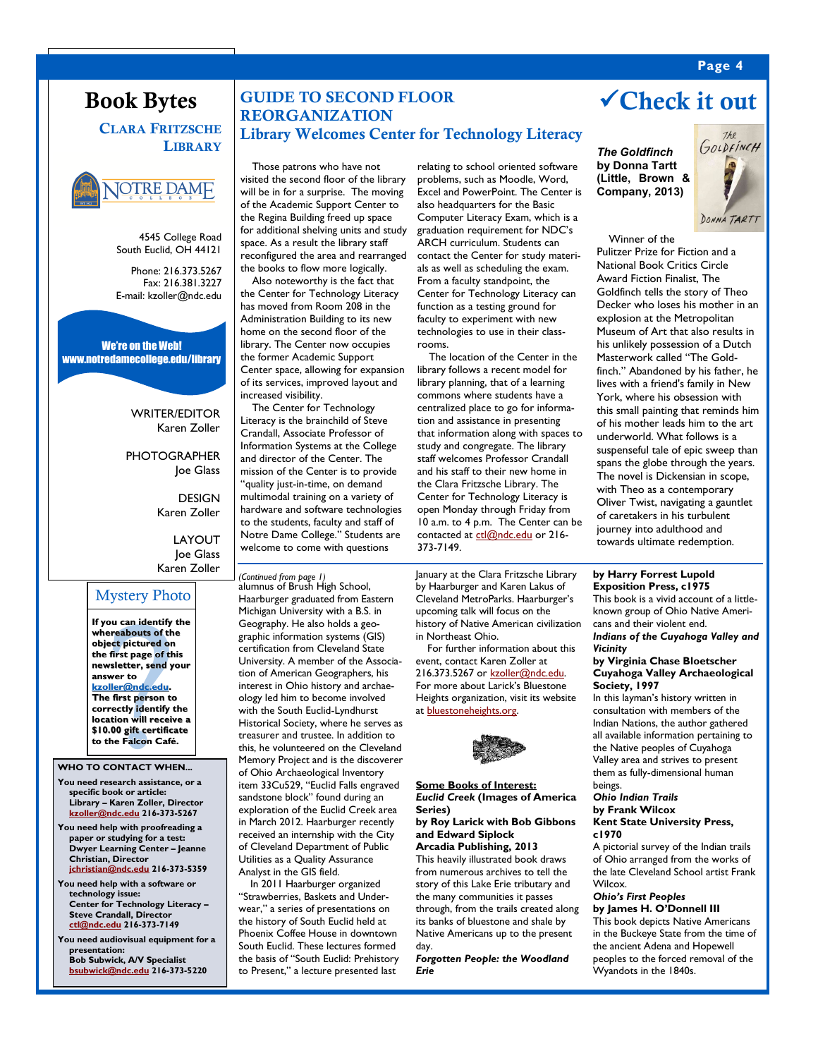# Book Bytes

## Clara Fritzsche Library

4545 College Road
South Euclid, OH 44121

Phone: 216.373.5267
Fax: 216.381.3227
E-mail: kzoller@ndc.edu

**We're on the Web!**
**www.notredamecollege.edu/library**

WRITER/EDITOR
Karen Zoller

PHOTOGRAPHER
Joe Glass

DESIGN
Karen Zoller

LAYOUT
Joe Glass
Karen Zoller

## Mystery Photo

**If you can identify the whereabouts of the object pictured on the first page of this newsletter, send your answer to kzoller@ndc.edu. The first person to correctly identify the location will receive a $10.00 gift certificate to the Falcon Café.**

### WHO TO CONTACT WHEN...

**You need research assistance, or a specific book or article:**
**Library – Karen Zoller, Director**
**kzoller@ndc.edu 216-373-5267**

**You need help with proofreading a paper or studying for a test:**
**Dwyer Learning Center – Jeanne Christian, Director**
**jchristian@ndc.edu 216-373-5359**

**You need help with a software or technology issue:**
**Center for Technology Literacy – Steve Crandall, Director**
**ctl@ndc.edu 216-373-7149**

**You need audiovisual equipment for a presentation:**
**Bob Subwick, A/V Specialist**
**bsubwick@ndc.edu 216-373-5220**

## GUIDE TO SECOND FLOOR REORGANIZATION

## Library Welcomes Center for Technology Literacy

Those patrons who have not visited the second floor of the library will be in for a surprise. The moving of the Academic Support Center to the Regina Building freed up space for additional shelving units and study space. As a result the library staff reconfigured the area and rearranged the books to flow more logically.

Also noteworthy is the fact that the Center for Technology Literacy has moved from Room 208 in the Administration Building to its new home on the second floor of the library. The Center now occupies the former Academic Support Center space, allowing for expansion of its services, improved layout and increased visibility.

The Center for Technology Literacy is the brainchild of Steve Crandall, Associate Professor of Information Systems at the College and director of the Center. The mission of the Center is to provide "quality just-in-time, on demand multimodal training on a variety of hardware and software technologies to the students, faculty and staff of Notre Dame College." Students are welcome to come with questions relating to school oriented software problems, such as Moodle, Word, Excel and PowerPoint. The Center is also headquarters for the Basic Computer Literacy Exam, which is a graduation requirement for NDC's ARCH curriculum. Students can contact the Center for study materials as well as scheduling the exam. From a faculty standpoint, the Center for Technology Literacy can function as a testing ground for faculty to experiment with new technologies to use in their classrooms.

The location of the Center in the library follows a recent model for library planning, that of a learning commons where students have a centralized place to go for information and assistance in presenting that information along with spaces to study and congregate. The library staff welcomes Professor Crandall and his staff to their new home in the Clara Fritzsche Library. The Center for Technology Literacy is open Monday through Friday from 10 a.m. to 4 p.m. The Center can be contacted at ctl@ndc.edu or 216-373-7149.

# ✓Check it out

***The Goldfinch* by Donna Tartt (Little, Brown & Company, 2013)**

Winner of the Pulitzer Prize for Fiction and a National Book Critics Circle Award Fiction Finalist, The Goldfinch tells the story of Theo Decker who loses his mother in an explosion at the Metropolitan Museum of Art that also results in his unlikely possession of a Dutch Masterwork called "The Goldfinch." Abandoned by his father, he lives with a friend's family in New York, where his obsession with this small painting that reminds him of his mother leads him to the art underworld. What follows is a suspenseful tale of epic sweep than spans the globe through the years. The novel is Dickensian in scope, with Theo as a contemporary Oliver Twist, navigating a gauntlet of caretakers in his turbulent journey into adulthood and towards ultimate redemption.

*(Continued from page 1)*
alumnus of Brush High School, Haarburger graduated from Eastern Michigan University with a B.S. in Geography. He also holds a geographic information systems (GIS) certification from Cleveland State University. A member of the Association of American Geographers, his interest in Ohio history and archaeology led him to become involved with the South Euclid-Lyndhurst Historical Society, where he serves as treasurer and trustee. In addition to this, he volunteered on the Cleveland Memory Project and is the discoverer of Ohio Archaeological Inventory item 33Cu529, "Euclid Falls engraved sandstone block" found during an exploration of the Euclid Creek area in March 2012. Haarburger recently received an internship with the City of Cleveland Department of Public Utilities as a Quality Assurance Analyst in the GIS field.

In 2011 Haarburger organized "Strawberries, Baskets and Underwear," a series of presentations on the history of South Euclid held at Phoenix Coffee House in downtown South Euclid. These lectures formed the basis of "South Euclid: Prehistory to Present," a lecture presented last January at the Clara Fritzsche Library by Haarburger and Karen Lakus of Cleveland MetroParks. Haarburger's upcoming talk will focus on the history of Native American civilization in Northeast Ohio.

For further information about this event, contact Karen Zoller at 216.373.5267 or kzoller@ndc.edu. For more about Larick's Bluestone Heights organization, visit its website at bluestoneheights.org.

**Some Books of Interest:**

***Euclid Creek* (Images of America Series)**
**by Roy Larick with Bob Gibbons and Edward Siplock**
**Arcadia Publishing, 2013**
This heavily illustrated book draws from numerous archives to tell the story of this Lake Erie tributary and the many communities it passes through, from the trails created along its banks of bluestone and shale by Native Americans up to the present day.

***Forgotten People: the Woodland Erie***
**by Harry Forrest Lupold**
**Exposition Press, c1975**
This book is a vivid account of a little-known group of Ohio Native Americans and their violent end.

***Indians of the Cuyahoga Valley and Vicinity***
**by Virginia Chase Bloetscher**
**Cuyahoga Valley Archaeological Society, 1997**
In this layman's history written in consultation with members of the Indian Nations, the author gathered all available information pertaining to the Native peoples of Cuyahoga Valley area and strives to present them as fully-dimensional human beings.

***Ohio Indian Trails***
**by Frank Wilcox**
**Kent State University Press, c1970**
A pictorial survey of the Indian trails of Ohio arranged from the works of the late Cleveland School artist Frank Wilcox.

***Ohio's First Peoples***
**by James H. O'Donnell III**
This book depicts Native Americans in the Buckeye State from the time of the ancient Adena and Hopewell peoples to the forced removal of the Wyandots in the 1840s.